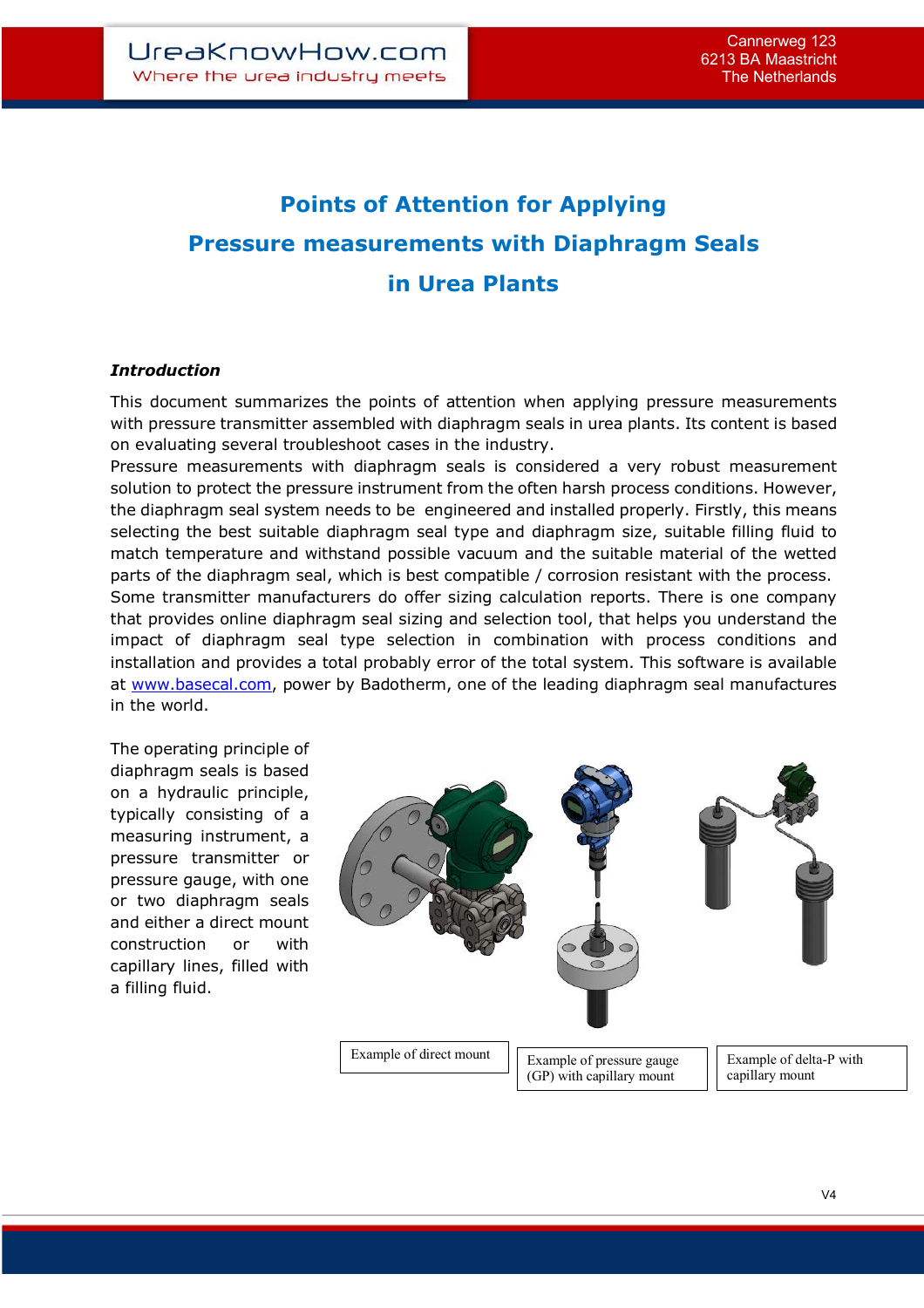# Points of Attention for Applying Pressure measurements with Diaphragm Seals in Urea Plants

***Introduction***

This document summarizes the points of attention when applying pressure measurements with pressure transmitter assembled with diaphragm seals in urea plants. Its content is based on evaluating several troubleshoot cases in the industry.

Pressure measurements with diaphragm seals is considered a very robust measurement solution to protect the pressure instrument from the often harsh process conditions. However, the diaphragm seal system needs to be engineered and installed properly. Firstly, this means selecting the best suitable diaphragm seal type and diaphragm size, suitable filling fluid to match temperature and withstand possible vacuum and the suitable material of the wetted parts of the diaphragm seal, which is best compatible / corrosion resistant with the process.

Some transmitter manufacturers do offer sizing calculation reports. There is one company that provides online diaphragm seal sizing and selection tool, that helps you understand the impact of diaphragm seal type selection in combination with process conditions and installation and provides a total probably error of the total system. This software is available at www.basecal.com, power by Badotherm, one of the leading diaphragm seal manufactures in the world.

The operating principle of diaphragm seals is based on a hydraulic principle, typically consisting of a measuring instrument, a pressure transmitter or pressure gauge, with one or two diaphragm seals and either a direct mount construction or with capillary lines, filled with a filling fluid.

Example of direct mount

Example of pressure gauge (GP) with capillary mount

Example of delta-P with capillary mount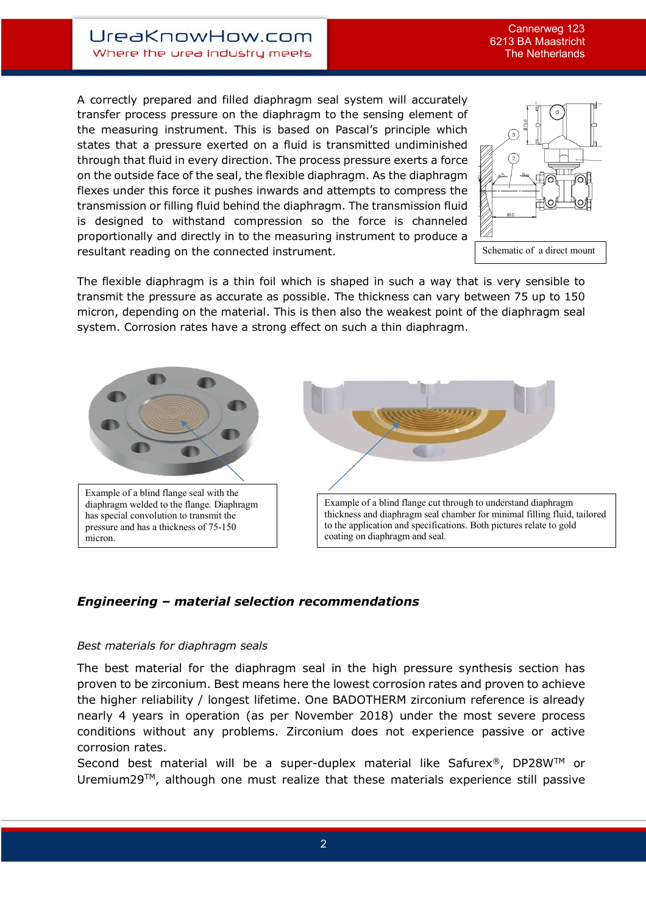A correctly prepared and filled diaphragm seal system will accurately transfer process pressure on the diaphragm to the sensing element of the measuring instrument. This is based on Pascal's principle which states that a pressure exerted on a fluid is transmitted undiminished through that fluid in every direction. The process pressure exerts a force on the outside face of the seal, the flexible diaphragm. As the diaphragm flexes under this force it pushes inwards and attempts to compress the transmission or filling fluid behind the diaphragm. The transmission fluid is designed to withstand compression so the force is channeled proportionally and directly in to the measuring instrument to produce a resultant reading on the connected instrument.

Schematic of a direct mount

The flexible diaphragm is a thin foil which is shaped in such a way that is very sensible to transmit the pressure as accurate as possible. The thickness can vary between 75 up to 150 micron, depending on the material. This is then also the weakest point of the diaphragm seal system. Corrosion rates have a strong effect on such a thin diaphragm.

Example of a blind flange seal with the diaphragm welded to the flange. Diaphragm has special convolution to transmit the pressure and has a thickness of 75-150 micron.

Example of a blind flange cut through to understand diaphragm thickness and diaphragm seal chamber for minimal filling fluid, tailored to the application and specifications. Both pictures relate to gold coating on diaphragm and seal.

## *Engineering – material selection recommendations*

*Best materials for diaphragm seals*

The best material for the diaphragm seal in the high pressure synthesis section has proven to be zirconium. Best means here the lowest corrosion rates and proven to achieve the higher reliability / longest lifetime. One BADOTHERM zirconium reference is already nearly 4 years in operation (as per November 2018) under the most severe process conditions without any problems. Zirconium does not experience passive or active corrosion rates.

Second best material will be a super-duplex material like Safurex®, DP28W™ or Uremium29™, although one must realize that these materials experience still passive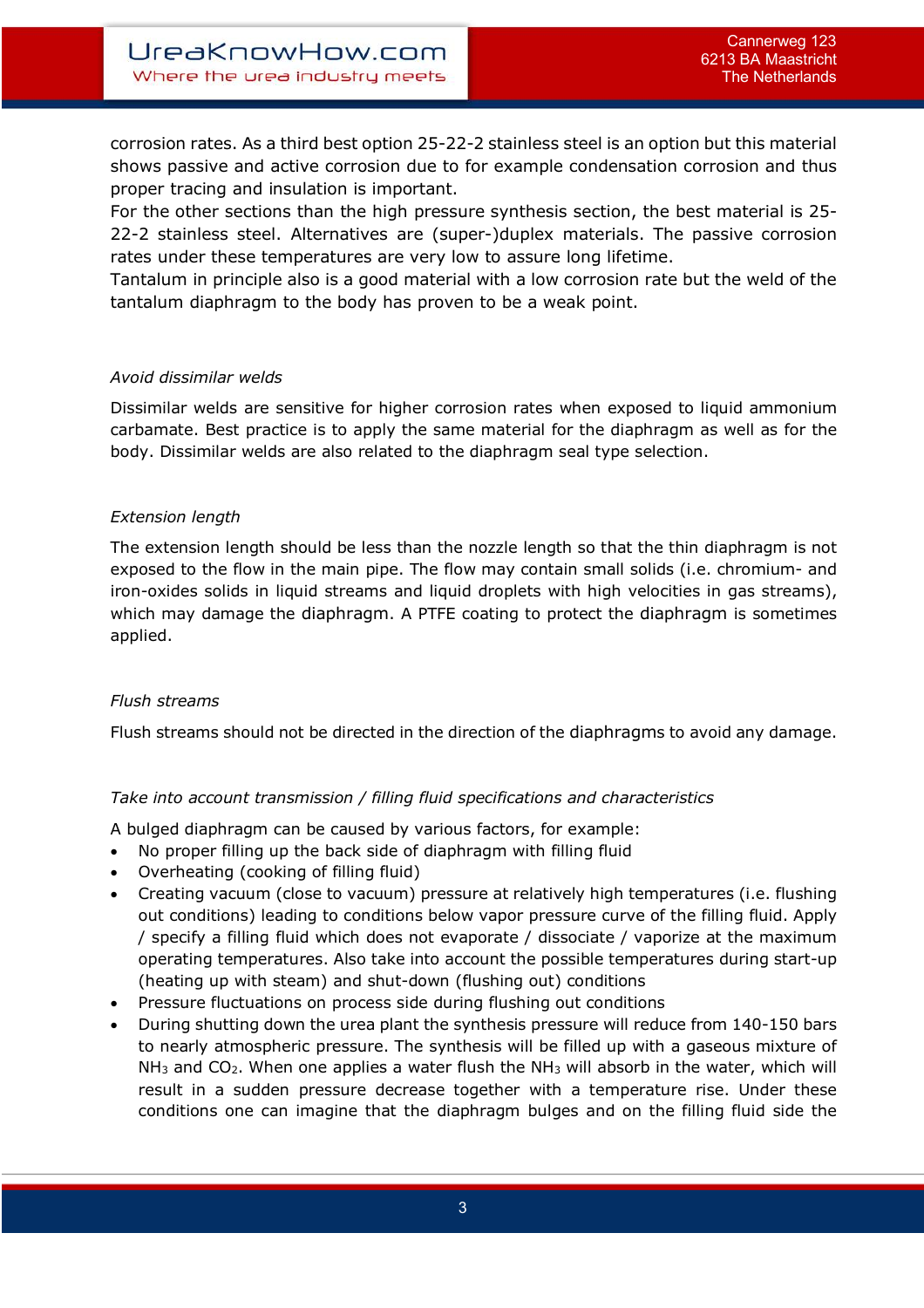corrosion rates. As a third best option 25-22-2 stainless steel is an option but this material shows passive and active corrosion due to for example condensation corrosion and thus proper tracing and insulation is important.
For the other sections than the high pressure synthesis section, the best material is 25-22-2 stainless steel. Alternatives are (super-)duplex materials. The passive corrosion rates under these temperatures are very low to assure long lifetime.
Tantalum in principle also is a good material with a low corrosion rate but the weld of the tantalum diaphragm to the body has proven to be a weak point.

*Avoid dissimilar welds*

Dissimilar welds are sensitive for higher corrosion rates when exposed to liquid ammonium carbamate. Best practice is to apply the same material for the diaphragm as well as for the body. Dissimilar welds are also related to the diaphragm seal type selection.

*Extension length*

The extension length should be less than the nozzle length so that the thin diaphragm is not exposed to the flow in the main pipe. The flow may contain small solids (i.e. chromium- and iron-oxides solids in liquid streams and liquid droplets with high velocities in gas streams), which may damage the diaphragm. A PTFE coating to protect the diaphragm is sometimes applied.

*Flush streams*

Flush streams should not be directed in the direction of the diaphragms to avoid any damage.

*Take into account transmission / filling fluid specifications and characteristics*

A bulged diaphragm can be caused by various factors, for example:

- No proper filling up the back side of diaphragm with filling fluid
- Overheating (cooking of filling fluid)
- Creating vacuum (close to vacuum) pressure at relatively high temperatures (i.e. flushing out conditions) leading to conditions below vapor pressure curve of the filling fluid. Apply / specify a filling fluid which does not evaporate / dissociate / vaporize at the maximum operating temperatures. Also take into account the possible temperatures during start-up (heating up with steam) and shut-down (flushing out) conditions
- Pressure fluctuations on process side during flushing out conditions
- During shutting down the urea plant the synthesis pressure will reduce from 140-150 bars to nearly atmospheric pressure. The synthesis will be filled up with a gaseous mixture of $NH_3$ and $CO_2$. When one applies a water flush the $NH_3$ will absorb in the water, which will result in a sudden pressure decrease together with a temperature rise. Under these conditions one can imagine that the diaphragm bulges and on the filling fluid side the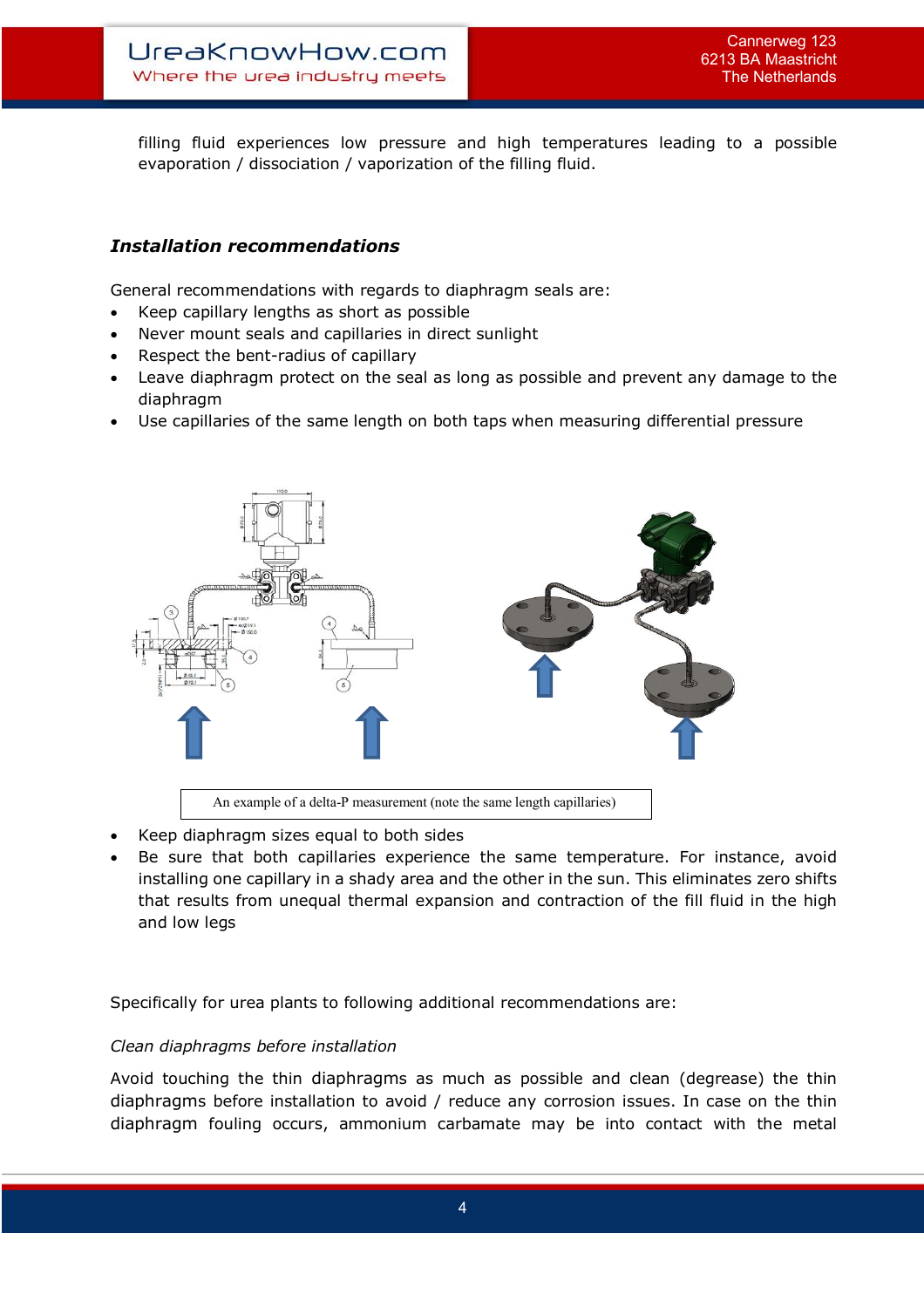filling fluid experiences low pressure and high temperatures leading to a possible evaporation / dissociation / vaporization of the filling fluid.

### *Installation recommendations*

General recommendations with regards to diaphragm seals are:

- Keep capillary lengths as short as possible
- Never mount seals and capillaries in direct sunlight
- Respect the bent-radius of capillary
- Leave diaphragm protect on the seal as long as possible and prevent any damage to the diaphragm
- Use capillaries of the same length on both taps when measuring differential pressure

An example of a delta-P measurement (note the same length capillaries)

- Keep diaphragm sizes equal to both sides
- Be sure that both capillaries experience the same temperature. For instance, avoid installing one capillary in a shady area and the other in the sun. This eliminates zero shifts that results from unequal thermal expansion and contraction of the fill fluid in the high and low legs

Specifically for urea plants to following additional recommendations are:

*Clean diaphragms before installation*

Avoid touching the thin diaphragms as much as possible and clean (degrease) the thin diaphragms before installation to avoid / reduce any corrosion issues. In case on the thin diaphragm fouling occurs, ammonium carbamate may be into contact with the metal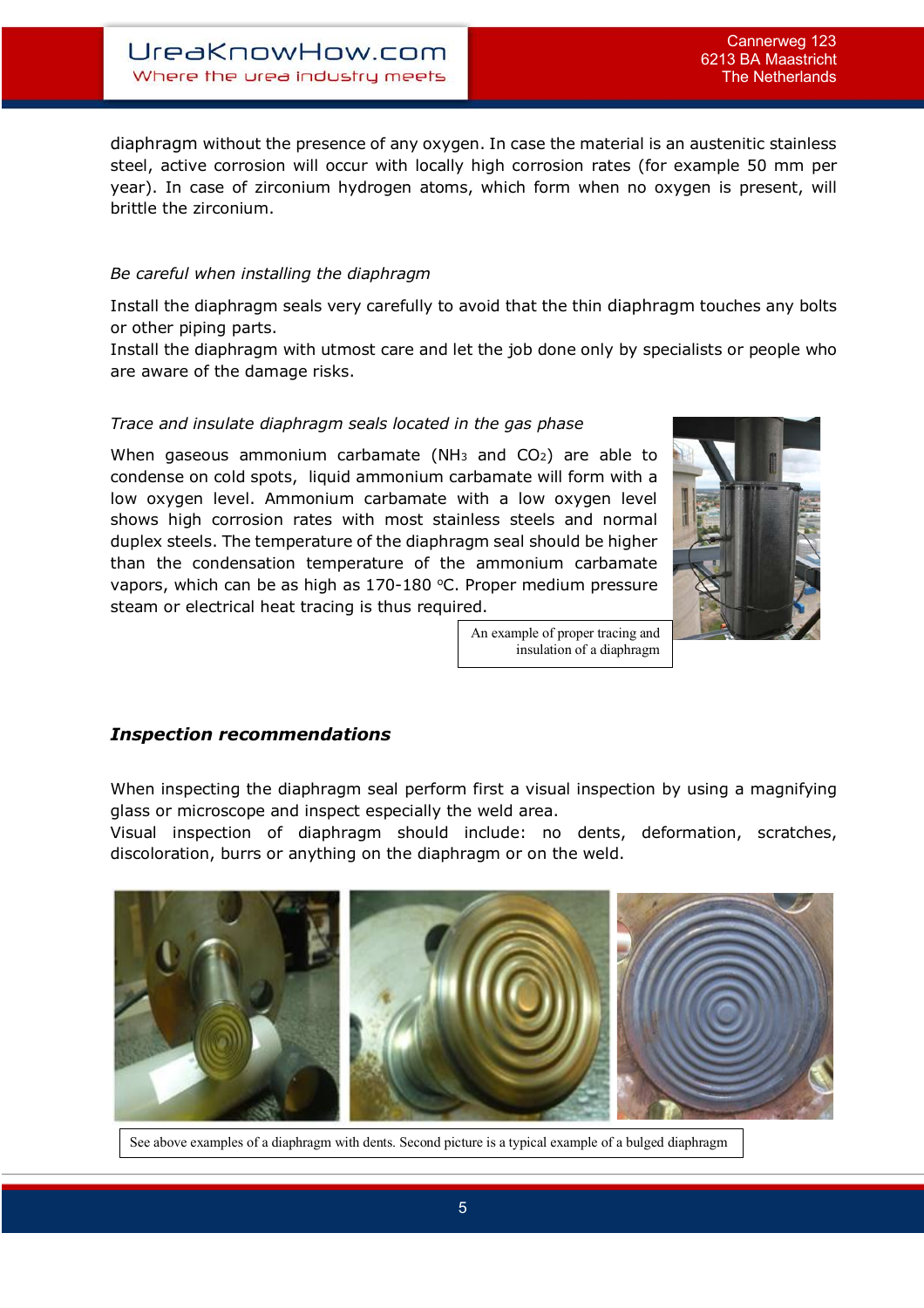diaphragm without the presence of any oxygen. In case the material is an austenitic stainless steel, active corrosion will occur with locally high corrosion rates (for example 50 mm per year). In case of zirconium hydrogen atoms, which form when no oxygen is present, will brittle the zirconium.

*Be careful when installing the diaphragm*

Install the diaphragm seals very carefully to avoid that the thin diaphragm touches any bolts or other piping parts.
Install the diaphragm with utmost care and let the job done only by specialists or people who are aware of the damage risks.

*Trace and insulate diaphragm seals located in the gas phase*

When gaseous ammonium carbamate ($NH_3$ and $CO_2$) are able to condense on cold spots, liquid ammonium carbamate will form with a low oxygen level. Ammonium carbamate with a low oxygen level shows high corrosion rates with most stainless steels and normal duplex steels. The temperature of the diaphragm seal should be higher than the condensation temperature of the ammonium carbamate vapors, which can be as high as 170-180 °C. Proper medium pressure steam or electrical heat tracing is thus required.

An example of proper tracing and insulation of a diaphragm

## *Inspection recommendations*

When inspecting the diaphragm seal perform first a visual inspection by using a magnifying glass or microscope and inspect especially the weld area.
Visual inspection of diaphragm should include: no dents, deformation, scratches, discoloration, burrs or anything on the diaphragm or on the weld.

See above examples of a diaphragm with dents. Second picture is a typical example of a bulged diaphragm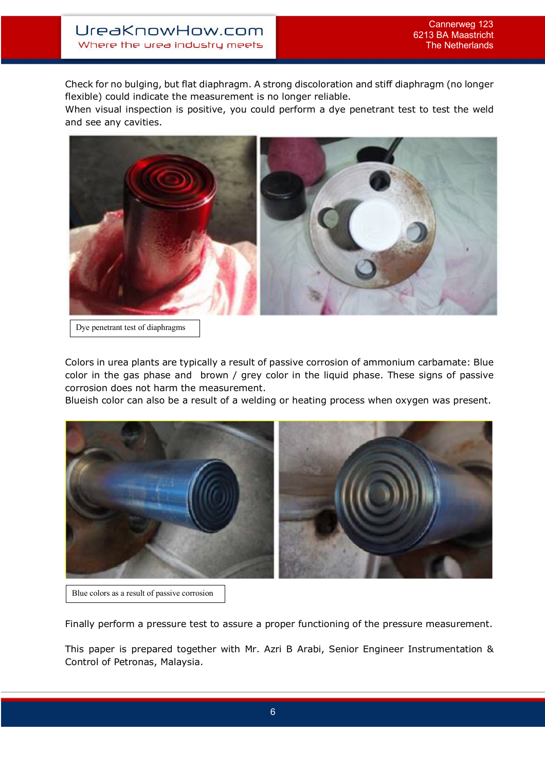Check for no bulging, but flat diaphragm. A strong discoloration and stiff diaphragm (no longer flexible) could indicate the measurement is no longer reliable.
When visual inspection is positive, you could perform a dye penetrant test to test the weld and see any cavities.

Dye penetrant test of diaphragms

Colors in urea plants are typically a result of passive corrosion of ammonium carbamate: Blue color in the gas phase and brown / grey color in the liquid phase. These signs of passive corrosion does not harm the measurement.
Blueish color can also be a result of a welding or heating process when oxygen was present.

Blue colors as a result of passive corrosion

Finally perform a pressure test to assure a proper functioning of the pressure measurement.

This paper is prepared together with Mr. Azri B Arabi, Senior Engineer Instrumentation & Control of Petronas, Malaysia.